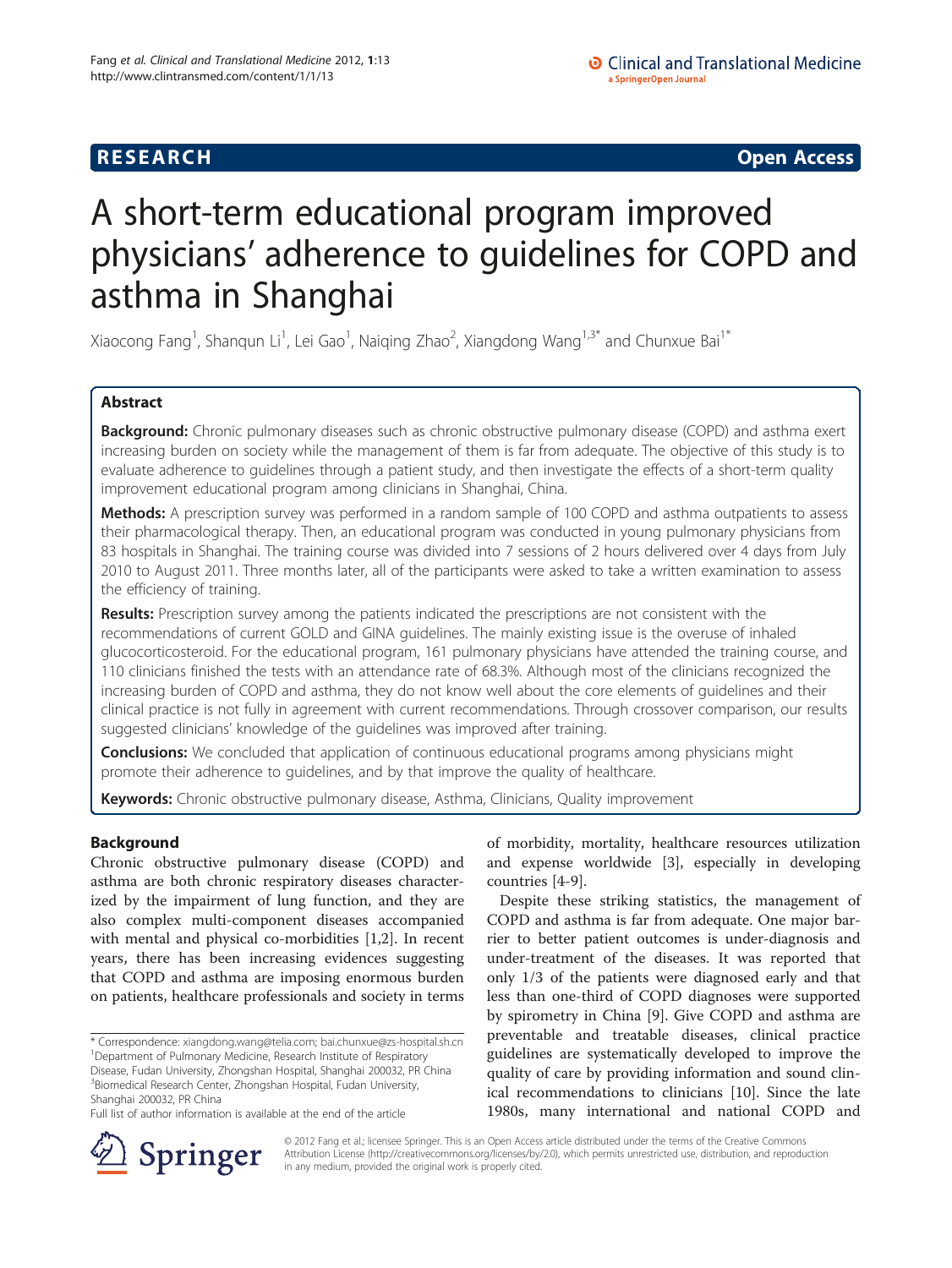RESEARCH Open Access

# A short-term educational program improved physicians' adherence to guidelines for COPD and asthma in Shanghai

Xiaocong Fang[1], Shanqun Li[1], Lei Gao[1], Naiqing Zhao[2], Xiangdong Wang[1,3*] and Chunxue Bai[1*]

## Abstract

**Background:** Chronic pulmonary diseases such as chronic obstructive pulmonary disease (COPD) and asthma exert increasing burden on society while the management of them is far from adequate. The objective of this study is to evaluate adherence to guidelines through a patient study, and then investigate the effects of a short-term quality improvement educational program among clinicians in Shanghai, China.

**Methods:** A prescription survey was performed in a random sample of 100 COPD and asthma outpatients to assess their pharmacological therapy. Then, an educational program was conducted in young pulmonary physicians from 83 hospitals in Shanghai. The training course was divided into 7 sessions of 2 hours delivered over 4 days from July 2010 to August 2011. Three months later, all of the participants were asked to take a written examination to assess the efficiency of training.

**Results:** Prescription survey among the patients indicated the prescriptions are not consistent with the recommendations of current GOLD and GINA guidelines. The mainly existing issue is the overuse of inhaled glucocorticosteroid. For the educational program, 161 pulmonary physicians have attended the training course, and 110 clinicians finished the tests with an attendance rate of 68.3%. Although most of the clinicians recognized the increasing burden of COPD and asthma, they do not know well about the core elements of guidelines and their clinical practice is not fully in agreement with current recommendations. Through crossover comparison, our results suggested clinicians' knowledge of the guidelines was improved after training.

**Conclusions:** We concluded that application of continuous educational programs among physicians might promote their adherence to guidelines, and by that improve the quality of healthcare.

**Keywords:** Chronic obstructive pulmonary disease, Asthma, Clinicians, Quality improvement

## Background

Chronic obstructive pulmonary disease (COPD) and asthma are both chronic respiratory diseases characterized by the impairment of lung function, and they are also complex multi-component diseases accompanied with mental and physical co-morbidities [1,2]. In recent years, there has been increasing evidences suggesting that COPD and asthma are imposing enormous burden on patients, healthcare professionals and society in terms of morbidity, mortality, healthcare resources utilization and expense worldwide [3], especially in developing countries [4-9].

Despite these striking statistics, the management of COPD and asthma is far from adequate. One major barrier to better patient outcomes is under-diagnosis and under-treatment of the diseases. It was reported that only 1/3 of the patients were diagnosed early and that less than one-third of COPD diagnoses were supported by spirometry in China [9]. Give COPD and asthma are preventable and treatable diseases, clinical practice guidelines are systematically developed to improve the quality of care by providing information and sound clinical recommendations to clinicians [10]. Since the late 1980s, many international and national COPD and

* Correspondence: xiangdong.wang@telia.com; bai.chunxue@zs-hospital.sh.cn
[1]Department of Pulmonary Medicine, Research Institute of Respiratory Disease, Fudan University, Zhongshan Hospital, Shanghai 200032, PR China
[3]Biomedical Research Center, Zhongshan Hospital, Fudan University, Shanghai 200032, PR China
Full list of author information is available at the end of the article

© 2012 Fang et al.; licensee Springer. This is an Open Access article distributed under the terms of the Creative Commons Attribution License (http://creativecommons.org/licenses/by/2.0), which permits unrestricted use, distribution, and reproduction in any medium, provided the original work is properly cited.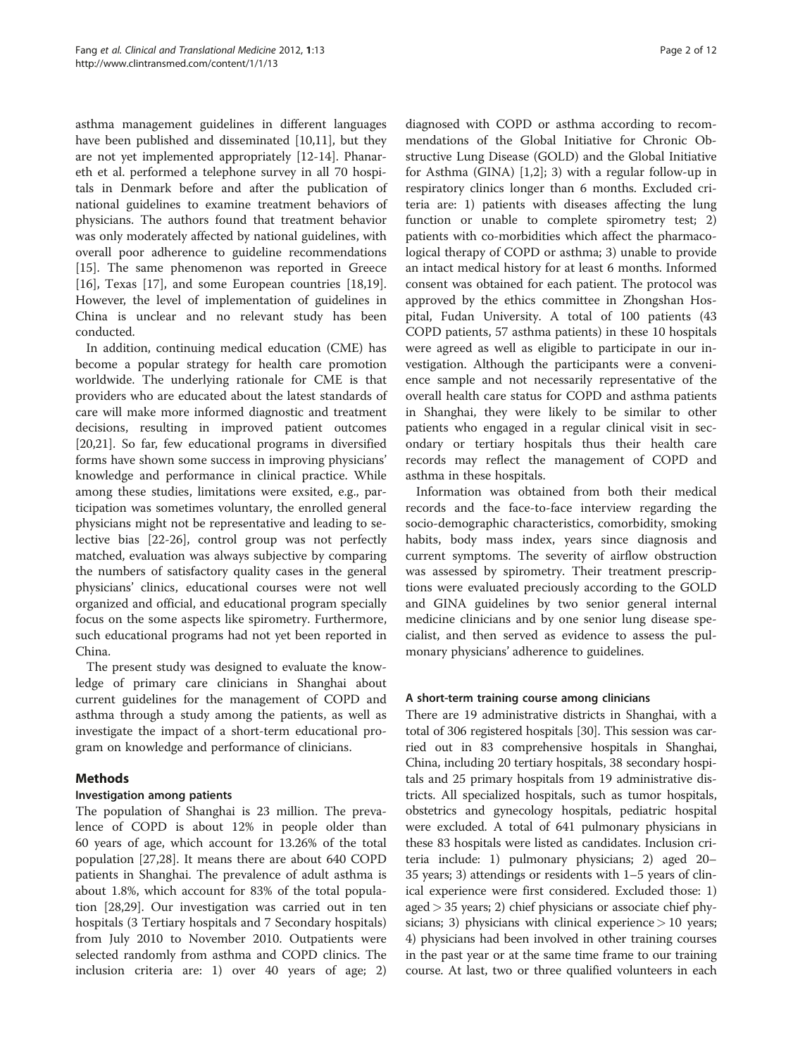asthma management guidelines in different languages have been published and disseminated [10,11], but they are not yet implemented appropriately [12-14]. Phanareth et al. performed a telephone survey in all 70 hospitals in Denmark before and after the publication of national guidelines to examine treatment behaviors of physicians. The authors found that treatment behavior was only moderately affected by national guidelines, with overall poor adherence to guideline recommendations [15]. The same phenomenon was reported in Greece [16], Texas [17], and some European countries [18,19]. However, the level of implementation of guidelines in China is unclear and no relevant study has been conducted.

In addition, continuing medical education (CME) has become a popular strategy for health care promotion worldwide. The underlying rationale for CME is that providers who are educated about the latest standards of care will make more informed diagnostic and treatment decisions, resulting in improved patient outcomes [20,21]. So far, few educational programs in diversified forms have shown some success in improving physicians' knowledge and performance in clinical practice. While among these studies, limitations were exsited, e.g., participation was sometimes voluntary, the enrolled general physicians might not be representative and leading to selective bias [22-26], control group was not perfectly matched, evaluation was always subjective by comparing the numbers of satisfactory quality cases in the general physicians' clinics, educational courses were not well organized and official, and educational program specially focus on the some aspects like spirometry. Furthermore, such educational programs had not yet been reported in China.

The present study was designed to evaluate the knowledge of primary care clinicians in Shanghai about current guidelines for the management of COPD and asthma through a study among the patients, as well as investigate the impact of a short-term educational program on knowledge and performance of clinicians.

## Methods

### Investigation among patients

The population of Shanghai is 23 million. The prevalence of COPD is about 12% in people older than 60 years of age, which account for 13.26% of the total population [27,28]. It means there are about 640 COPD patients in Shanghai. The prevalence of adult asthma is about 1.8%, which account for 83% of the total population [28,29]. Our investigation was carried out in ten hospitals (3 Tertiary hospitals and 7 Secondary hospitals) from July 2010 to November 2010. Outpatients were selected randomly from asthma and COPD clinics. The inclusion criteria are: 1) over 40 years of age; 2) diagnosed with COPD or asthma according to recommendations of the Global Initiative for Chronic Obstructive Lung Disease (GOLD) and the Global Initiative for Asthma (GINA) [1,2]; 3) with a regular follow-up in respiratory clinics longer than 6 months. Excluded criteria are: 1) patients with diseases affecting the lung function or unable to complete spirometry test; 2) patients with co-morbidities which affect the pharmacological therapy of COPD or asthma; 3) unable to provide an intact medical history for at least 6 months. Informed consent was obtained for each patient. The protocol was approved by the ethics committee in Zhongshan Hospital, Fudan University. A total of 100 patients (43 COPD patients, 57 asthma patients) in these 10 hospitals were agreed as well as eligible to participate in our investigation. Although the participants were a convenience sample and not necessarily representative of the overall health care status for COPD and asthma patients in Shanghai, they were likely to be similar to other patients who engaged in a regular clinical visit in secondary or tertiary hospitals thus their health care records may reflect the management of COPD and asthma in these hospitals.

Information was obtained from both their medical records and the face-to-face interview regarding the socio-demographic characteristics, comorbidity, smoking habits, body mass index, years since diagnosis and current symptoms. The severity of airflow obstruction was assessed by spirometry. Their treatment prescriptions were evaluated preciously according to the GOLD and GINA guidelines by two senior general internal medicine clinicians and by one senior lung disease specialist, and then served as evidence to assess the pulmonary physicians' adherence to guidelines.

### A short-term training course among clinicians

There are 19 administrative districts in Shanghai, with a total of 306 registered hospitals [30]. This session was carried out in 83 comprehensive hospitals in Shanghai, China, including 20 tertiary hospitals, 38 secondary hospitals and 25 primary hospitals from 19 administrative districts. All specialized hospitals, such as tumor hospitals, obstetrics and gynecology hospitals, pediatric hospital were excluded. A total of 641 pulmonary physicians in these 83 hospitals were listed as candidates. Inclusion criteria include: 1) pulmonary physicians; 2) aged 20–35 years; 3) attendings or residents with 1–5 years of clinical experience were first considered. Excluded those: 1) aged > 35 years; 2) chief physicians or associate chief physicians; 3) physicians with clinical experience > 10 years; 4) physicians had been involved in other training courses in the past year or at the same time frame to our training course. At last, two or three qualified volunteers in each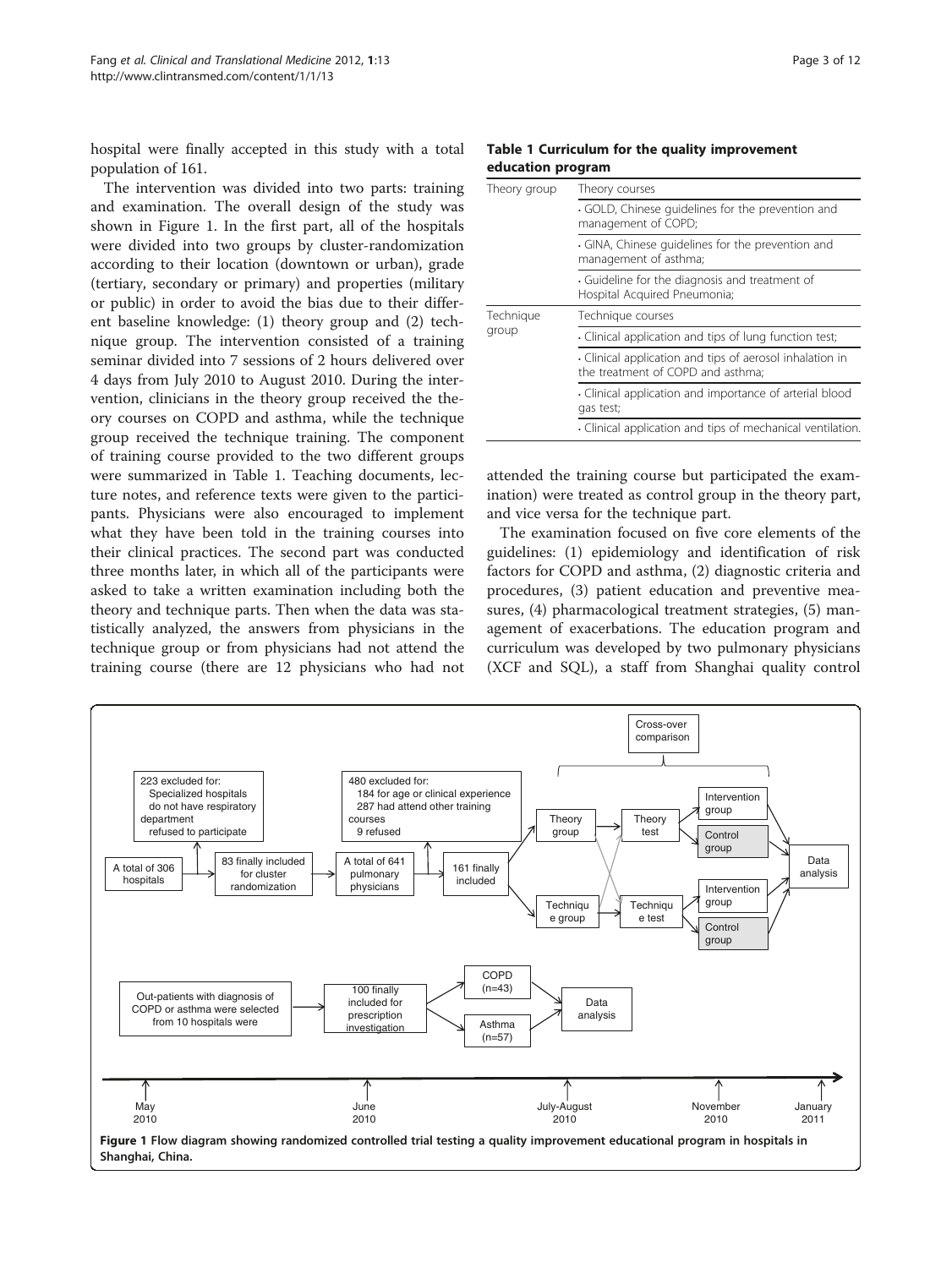hospital were finally accepted in this study with a total population of 161.

The intervention was divided into two parts: training and examination. The overall design of the study was shown in Figure 1. In the first part, all of the hospitals were divided into two groups by cluster-randomization according to their location (downtown or urban), grade (tertiary, secondary or primary) and properties (military or public) in order to avoid the bias due to their different baseline knowledge: (1) theory group and (2) technique group. The intervention consisted of a training seminar divided into 7 sessions of 2 hours delivered over 4 days from July 2010 to August 2010. During the intervention, clinicians in the theory group received the theory courses on COPD and asthma, while the technique group received the technique training. The component of training course provided to the two different groups were summarized in Table 1. Teaching documents, lecture notes, and reference texts were given to the participants. Physicians were also encouraged to implement what they have been told in the training courses into their clinical practices. The second part was conducted three months later, in which all of the participants were asked to take a written examination including both the theory and technique parts. Then when the data was statistically analyzed, the answers from physicians in the technique group or from physicians had not attend the training course (there are 12 physicians who had not attended the training course but participated the examination) were treated as control group in the theory part, and vice versa for the technique part.

**Table 1 Curriculum for the quality improvement education program**

| Theory group | Theory courses |
|---|---|
| | · GOLD, Chinese guidelines for the prevention and management of COPD; |
| | · GINA, Chinese guidelines for the prevention and management of asthma; |
| | · Guideline for the diagnosis and treatment of Hospital Acquired Pneumonia; |
| Technique group | Technique courses |
| | · Clinical application and tips of lung function test; |
| | · Clinical application and tips of aerosol inhalation in the treatment of COPD and asthma; |
| | · Clinical application and importance of arterial blood gas test; |
| | · Clinical application and tips of mechanical ventilation. |

The examination focused on five core elements of the guidelines: (1) epidemiology and identification of risk factors for COPD and asthma, (2) diagnostic criteria and procedures, (3) patient education and preventive measures, (4) pharmacological treatment strategies, (5) management of exacerbations. The education program and curriculum was developed by two pulmonary physicians (XCF and SQL), a staff from Shanghai quality control

A total of 306 hospitals → 223 excluded for: Specialized hospitals do not have respiratory department refused to participate → 83 finally included for cluster randomization → A total of 641 pulmonary physicians → 480 excluded for: 184 for age or clinical experience; 287 had attend other training courses; 9 refused → 161 finally included → Theory group / Technique group → Theory test / Technique test (Cross-over comparison) → Intervention group / Control group → Data analysis

Out-patients with diagnosis of COPD or asthma were selected from 10 hospitals were → 100 finally included for prescription investigation → COPD (n=43) / Asthma (n=57) → Data analysis

May 2010 — June 2010 — July-August 2010 — November 2010 — January 2011

**Figure 1** Flow diagram showing randomized controlled trial testing a quality improvement educational program in hospitals in Shanghai, China.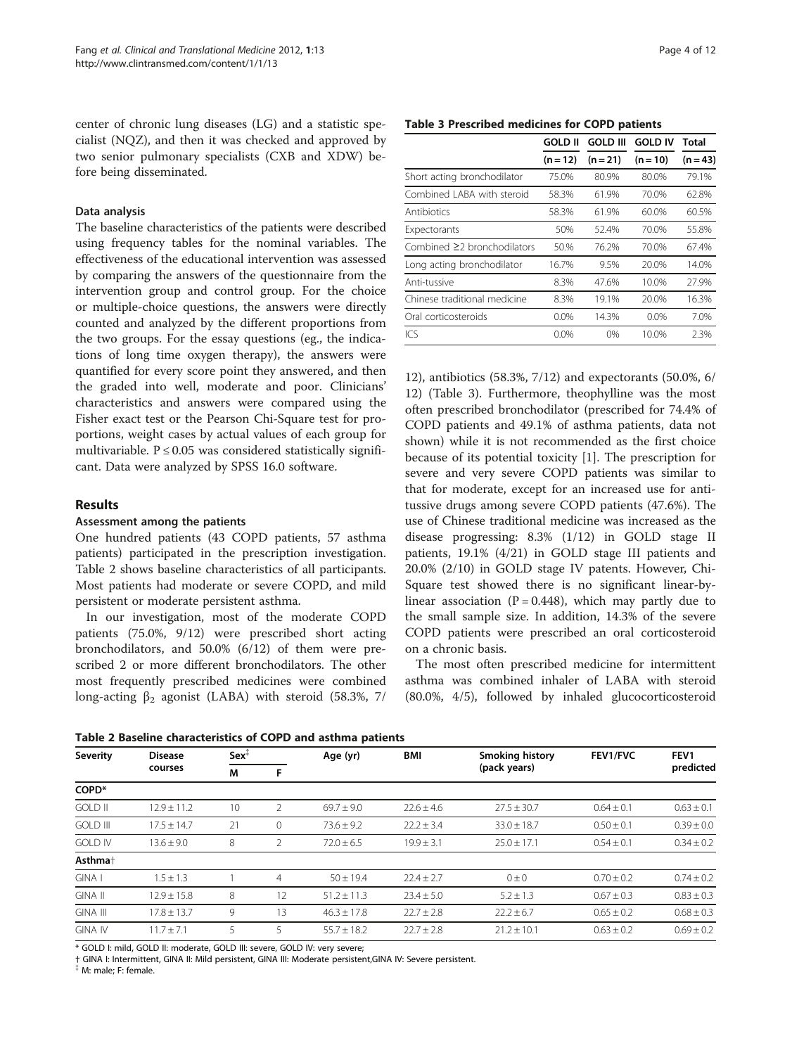center of chronic lung diseases (LG) and a statistic specialist (NQZ), and then it was checked and approved by two senior pulmonary specialists (CXB and XDW) before being disseminated.

### Data analysis

The baseline characteristics of the patients were described using frequency tables for the nominal variables. The effectiveness of the educational intervention was assessed by comparing the answers of the questionnaire from the intervention group and control group. For the choice or multiple-choice questions, the answers were directly counted and analyzed by the different proportions from the two groups. For the essay questions (eg., the indications of long time oxygen therapy), the answers were quantified for every score point they answered, and then the graded into well, moderate and poor. Clinicians' characteristics and answers were compared using the Fisher exact test or the Pearson Chi-Square test for proportions, weight cases by actual values of each group for multivariable. $P \leq 0.05$ was considered statistically significant. Data were analyzed by SPSS 16.0 software.

## Results

### Assessment among the patients

One hundred patients (43 COPD patients, 57 asthma patients) participated in the prescription investigation. Table 2 shows baseline characteristics of all participants. Most patients had moderate or severe COPD, and mild persistent or moderate persistent asthma.

In our investigation, most of the moderate COPD patients (75.0%, 9/12) were prescribed short acting bronchodilators, and 50.0% (6/12) of them were prescribed 2 or more different bronchodilators. The other most frequently prescribed medicines were combined long-acting $\beta_2$ agonist (LABA) with steroid (58.3%, 7/12), antibiotics (58.3%, 7/12) and expectorants (50.0%, 6/12) (Table 3). Furthermore, theophylline was the most often prescribed bronchodilator (prescribed for 74.4% of COPD patients and 49.1% of asthma patients, data not shown) while it is not recommended as the first choice because of its potential toxicity [1]. The prescription for severe and very severe COPD patients was similar to that for moderate, except for an increased use for anti-tussive drugs among severe COPD patients (47.6%). The use of Chinese traditional medicine was increased as the disease progressing: 8.3% (1/12) in GOLD stage II patients, 19.1% (4/21) in GOLD stage III patients and 20.0% (2/10) in GOLD stage IV patents. However, Chi-Square test showed there is no significant linear-by-linear association ($P = 0.448$), which may partly due to the small sample size. In addition, 14.3% of the severe COPD patients were prescribed an oral corticosteroid on a chronic basis.

The most often prescribed medicine for intermittent asthma was combined inhaler of LABA with steroid (80.0%, 4/5), followed by inhaled glucocorticosteroid

**Table 3 Prescribed medicines for COPD patients**

| | GOLD II | GOLD III | GOLD IV | Total |
|---|---|---|---|---|
| | (n = 12) | (n = 21) | (n = 10) | (n = 43) |
| Short acting bronchodilator | 75.0% | 80.9% | 80.0% | 79.1% |
| Combined LABA with steroid | 58.3% | 61.9% | 70.0% | 62.8% |
| Antibiotics | 58.3% | 61.9% | 60.0% | 60.5% |
| Expectorants | 50% | 52.4% | 70.0% | 55.8% |
| Combined ≥2 bronchodilators | 50.% | 76.2% | 70.0% | 67.4% |
| Long acting bronchodilator | 16.7% | 9.5% | 20.0% | 14.0% |
| Anti-tussive | 8.3% | 47.6% | 10.0% | 27.9% |
| Chinese traditional medicine | 8.3% | 19.1% | 20.0% | 16.3% |
| Oral corticosteroids | 0.0% | 14.3% | 0.0% | 7.0% |
| ICS | 0.0% | 0% | 10.0% | 2.3% |

**Table 2 Baseline characteristics of COPD and asthma patients**

| Severity | Disease courses | Sex‡ | | Age (yr) | BMI | Smoking history (pack years) | FEV1/FVC | FEV1 predicted |
|---|---|---|---|---|---|---|---|---|
| | | M | F | | | | | |
| **COPD*** | | | | | | | | |
| GOLD II | 12.9 ± 11.2 | 10 | 2 | 69.7 ± 9.0 | 22.6 ± 4.6 | 27.5 ± 30.7 | 0.64 ± 0.1 | 0.63 ± 0.1 |
| GOLD III | 17.5 ± 14.7 | 21 | 0 | 73.6 ± 9.2 | 22.2 ± 3.4 | 33.0 ± 18.7 | 0.50 ± 0.1 | 0.39 ± 0.0 |
| GOLD IV | 13.6 ± 9.0 | 8 | 2 | 72.0 ± 6.5 | 19.9 ± 3.1 | 25.0 ± 17.1 | 0.54 ± 0.1 | 0.34 ± 0.2 |
| **Asthma†** | | | | | | | | |
| GINA I | 1.5 ± 1.3 | 1 | 4 | 50 ± 19.4 | 22.4 ± 2.7 | 0 ± 0 | 0.70 ± 0.2 | 0.74 ± 0.2 |
| GINA II | 12.9 ± 15.8 | 8 | 12 | 51.2 ± 11.3 | 23.4 ± 5.0 | 5.2 ± 1.3 | 0.67 ± 0.3 | 0.83 ± 0.3 |
| GINA III | 17.8 ± 13.7 | 9 | 13 | 46.3 ± 17.8 | 22.7 ± 2.8 | 22.2 ± 6.7 | 0.65 ± 0.2 | 0.68 ± 0.3 |
| GINA IV | 11.7 ± 7.1 | 5 | 5 | 55.7 ± 18.2 | 22.7 ± 2.8 | 21.2 ± 10.1 | 0.63 ± 0.2 | 0.69 ± 0.2 |

* GOLD I: mild, GOLD II: moderate, GOLD III: severe, GOLD IV: very severe;

† GINA I: Intermittent, GINA II: Mild persistent, GINA III: Moderate persistent,GINA IV: Severe persistent.

‡ M: male; F: female.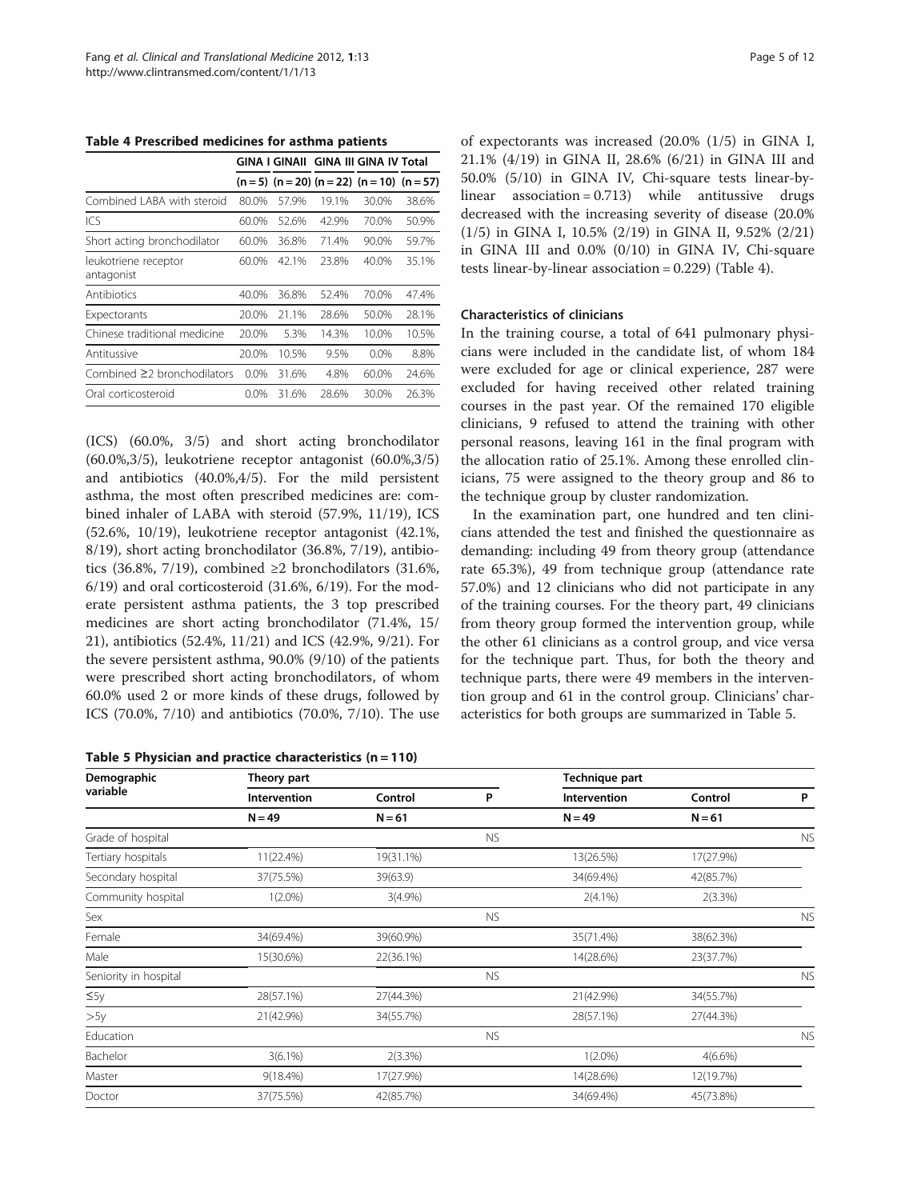**Table 4 Prescribed medicines for asthma patients**

| | GINA I | GINAII | GINA III | GINA IV | Total |
|---|---|---|---|---|---|
| | (n = 5) | (n = 20) | (n = 22) | (n = 10) | (n = 57) |
| Combined LABA with steroid | 80.0% | 57.9% | 19.1% | 30.0% | 38.6% |
| ICS | 60.0% | 52.6% | 42.9% | 70.0% | 50.9% |
| Short acting bronchodilator | 60.0% | 36.8% | 71.4% | 90.0% | 59.7% |
| leukotriene receptor antagonist | 60.0% | 42.1% | 23.8% | 40.0% | 35.1% |
| Antibiotics | 40.0% | 36.8% | 52.4% | 70.0% | 47.4% |
| Expectorants | 20.0% | 21.1% | 28.6% | 50.0% | 28.1% |
| Chinese traditional medicine | 20.0% | 5.3% | 14.3% | 10.0% | 10.5% |
| Antitussive | 20.0% | 10.5% | 9.5% | 0.0% | 8.8% |
| Combined ≥2 bronchodilators | 0.0% | 31.6% | 4.8% | 60.0% | 24.6% |
| Oral corticosteroid | 0.0% | 31.6% | 28.6% | 30.0% | 26.3% |

(ICS) (60.0%, 3/5) and short acting bronchodilator (60.0%,3/5), leukotriene receptor antagonist (60.0%,3/5) and antibiotics (40.0%,4/5). For the mild persistent asthma, the most often prescribed medicines are: combined inhaler of LABA with steroid (57.9%, 11/19), ICS (52.6%, 10/19), leukotriene receptor antagonist (42.1%, 8/19), short acting bronchodilator (36.8%, 7/19), antibiotics (36.8%, 7/19), combined ≥2 bronchodilators (31.6%, 6/19) and oral corticosteroid (31.6%, 6/19). For the moderate persistent asthma patients, the 3 top prescribed medicines are short acting bronchodilator (71.4%, 15/21), antibiotics (52.4%, 11/21) and ICS (42.9%, 9/21). For the severe persistent asthma, 90.0% (9/10) of the patients were prescribed short acting bronchodilators, of whom 60.0% used 2 or more kinds of these drugs, followed by ICS (70.0%, 7/10) and antibiotics (70.0%, 7/10). The use of expectorants was increased (20.0% (1/5) in GINA I, 21.1% (4/19) in GINA II, 28.6% (6/21) in GINA III and 50.0% (5/10) in GINA IV, Chi-square tests linear-by-linear association = 0.713) while antitussive drugs decreased with the increasing severity of disease (20.0% (1/5) in GINA I, 10.5% (2/19) in GINA II, 9.52% (2/21) in GINA III and 0.0% (0/10) in GINA IV, Chi-square tests linear-by-linear association = 0.229) (Table 4).

### Characteristics of clinicians

In the training course, a total of 641 pulmonary physicians were included in the candidate list, of whom 184 were excluded for age or clinical experience, 287 were excluded for having received other related training courses in the past year. Of the remained 170 eligible clinicians, 9 refused to attend the training with other personal reasons, leaving 161 in the final program with the allocation ratio of 25.1%. Among these enrolled clinicians, 75 were assigned to the theory group and 86 to the technique group by cluster randomization.

In the examination part, one hundred and ten clinicians attended the test and finished the questionnaire as demanding: including 49 from theory group (attendance rate 65.3%), 49 from technique group (attendance rate 57.0%) and 12 clinicians who did not participate in any of the training courses. For the theory part, 49 clinicians from theory group formed the intervention group, while the other 61 clinicians as a control group, and vice versa for the technique part. Thus, for both the theory and technique parts, there were 49 members in the intervention group and 61 in the control group. Clinicians' characteristics for both groups are summarized in Table 5.

**Table 5 Physician and practice characteristics (n = 110)**

| Demographic variable | Theory part | | | Technique part | | |
|---|---|---|---|---|---|---|
| | Intervention | Control | P | Intervention | Control | P |
| | N = 49 | N = 61 | | N = 49 | N = 61 | |
| Grade of hospital | | | NS | | | NS |
| Tertiary hospitals | 11(22.4%) | 19(31.1%) | | 13(26.5%) | 17(27.9%) | |
| Secondary hospital | 37(75.5%) | 39(63.9) | | 34(69.4%) | 42(85.7%) | |
| Community hospital | 1(2.0%) | 3(4.9%) | | 2(4.1%) | 2(3.3%) | |
| Sex | | | NS | | | NS |
| Female | 34(69.4%) | 39(60.9%) | | 35(71.4%) | 38(62.3%) | |
| Male | 15(30.6%) | 22(36.1%) | | 14(28.6%) | 23(37.7%) | |
| Seniority in hospital | | | NS | | | NS |
| ≤5y | 28(57.1%) | 27(44.3%) | | 21(42.9%) | 34(55.7%) | |
| >5y | 21(42.9%) | 34(55.7%) | | 28(57.1%) | 27(44.3%) | |
| Education | | | NS | | | NS |
| Bachelor | 3(6.1%) | 2(3.3%) | | 1(2.0%) | 4(6.6%) | |
| Master | 9(18.4%) | 17(27.9%) | | 14(28.6%) | 12(19.7%) | |
| Doctor | 37(75.5%) | 42(85.7%) | | 34(69.4%) | 45(73.8%) | |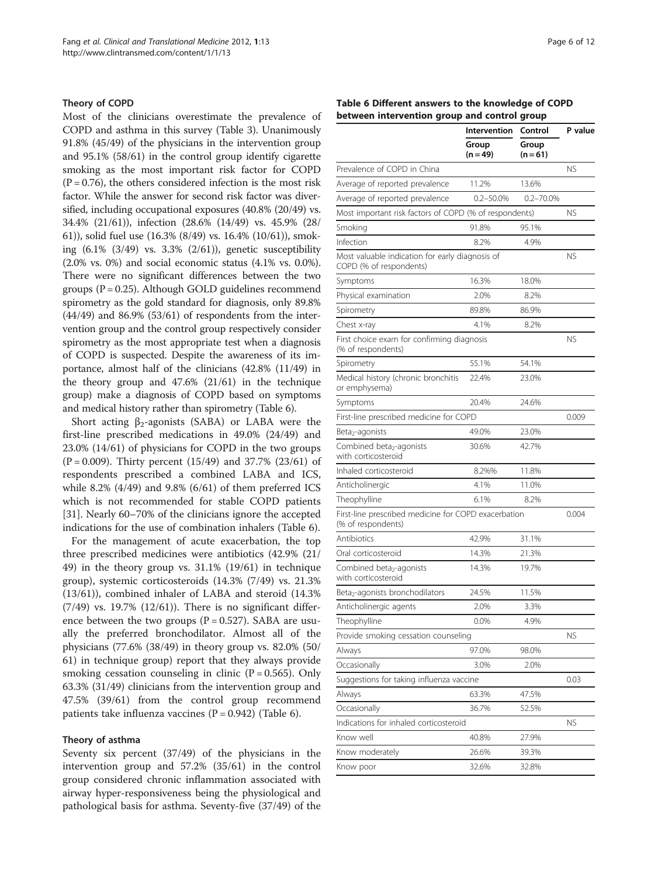### Theory of COPD

Most of the clinicians overestimate the prevalence of COPD and asthma in this survey (Table 3). Unanimously 91.8% (45/49) of the physicians in the intervention group and 95.1% (58/61) in the control group identify cigarette smoking as the most important risk factor for COPD ($P = 0.76$), the others considered infection is the most risk factor. While the answer for second risk factor was diversified, including occupational exposures (40.8% (20/49) vs. 34.4% (21/61)), infection (28.6% (14/49) vs. 45.9% (28/61)), solid fuel use (16.3% (8/49) vs. 16.4% (10/61)), smoking (6.1% (3/49) vs. 3.3% (2/61)), genetic susceptibility (2.0% vs. 0%) and social economic status (4.1% vs. 0.0%). There were no significant differences between the two groups ($P = 0.25$). Although GOLD guidelines recommend spirometry as the gold standard for diagnosis, only 89.8% (44/49) and 86.9% (53/61) of respondents from the intervention group and the control group respectively consider spirometry as the most appropriate test when a diagnosis of COPD is suspected. Despite the awareness of its importance, almost half of the clinicians (42.8% (11/49) in the theory group and 47.6% (21/61) in the technique group) make a diagnosis of COPD based on symptoms and medical history rather than spirometry (Table 6).

Short acting $\beta_2$-agonists (SABA) or LABA were the first-line prescribed medications in 49.0% (24/49) and 23.0% (14/61) of physicians for COPD in the two groups ($P = 0.009$). Thirty percent (15/49) and 37.7% (23/61) of respondents prescribed a combined LABA and ICS, while 8.2% (4/49) and 9.8% (6/61) of them preferred ICS which is not recommended for stable COPD patients [31]. Nearly 60–70% of the clinicians ignore the accepted indications for the use of combination inhalers (Table 6).

For the management of acute exacerbation, the top three prescribed medicines were antibiotics (42.9% (21/49) in the theory group vs. 31.1% (19/61) in technique group), systemic corticosteroids (14.3% (7/49) vs. 21.3% (13/61)), combined inhaler of LABA and steroid (14.3% (7/49) vs. 19.7% (12/61)). There is no significant difference between the two groups ($P = 0.527$). SABA are usually the preferred bronchodilator. Almost all of the physicians (77.6% (38/49) in theory group vs. 82.0% (50/61) in technique group) report that they always provide smoking cessation counseling in clinic ($P = 0.565$). Only 63.3% (31/49) clinicians from the intervention group and 47.5% (39/61) from the control group recommend patients take influenza vaccines ($P = 0.942$) (Table 6).

### Theory of asthma

Seventy six percent (37/49) of the physicians in the intervention group and 57.2% (35/61) in the control group considered chronic inflammation associated with airway hyper-responsiveness being the physiological and pathological basis for asthma. Seventy-five (37/49) of the

**Table 6 Different answers to the knowledge of COPD between intervention group and control group**

| | Intervention Group (n = 49) | Control Group (n = 61) | P value |
|---|---|---|---|
| Prevalence of COPD in China | | | NS |
| Average of reported prevalence | 11.2% | 13.6% | |
| Average of reported prevalence | 0.2–50.0% | 0.2–70.0% | |
| Most important risk factors of COPD (% of respondents) | | | NS |
| Smoking | 91.8% | 95.1% | |
| Infection | 8.2% | 4.9% | |
| Most valuable indication for early diagnosis of COPD (% of respondents) | | | NS |
| Symptoms | 16.3% | 18.0% | |
| Physical examination | 2.0% | 8.2% | |
| Spirometry | 89.8% | 86.9% | |
| Chest x-ray | 4.1% | 8.2% | |
| First choice exam for confirming diagnosis (% of respondents) | | | NS |
| Spirometry | 55.1% | 54.1% | |
| Medical history (chronic bronchitis or emphysema) | 22.4% | 23.0% | |
| Symptoms | 20.4% | 24.6% | |
| First-line prescribed medicine for COPD | | | 0.009 |
| Beta$_2$-agonists | 49.0% | 23.0% | |
| Combined beta$_2$-agonists with corticosteroid | 30.6% | 42.7% | |
| Inhaled corticosteroid | 8.2%% | 11.8% | |
| Anticholinergic | 4.1% | 11.0% | |
| Theophylline | 6.1% | 8.2% | |
| First-line prescribed medicine for COPD exacerbation (% of respondents) | | | 0.004 |
| Antibiotics | 42.9% | 31.1% | |
| Oral corticosteroid | 14.3% | 21.3% | |
| Combined beta$_2$-agonists with corticosteroid | 14.3% | 19.7% | |
| Beta$_2$-agonists bronchodilators | 24.5% | 11.5% | |
| Anticholinergic agents | 2.0% | 3.3% | |
| Theophylline | 0.0% | 4.9% | |
| Provide smoking cessation counseling | | | NS |
| Always | 97.0% | 98.0% | |
| Occasionally | 3.0% | 2.0% | |
| Suggestions for taking influenza vaccine | | | 0.03 |
| Always | 63.3% | 47.5% | |
| Occasionally | 36.7% | 52.5% | |
| Indications for inhaled corticosteroid | | | NS |
| Know well | 40.8% | 27.9% | |
| Know moderately | 26.6% | 39.3% | |
| Know poor | 32.6% | 32.8% | |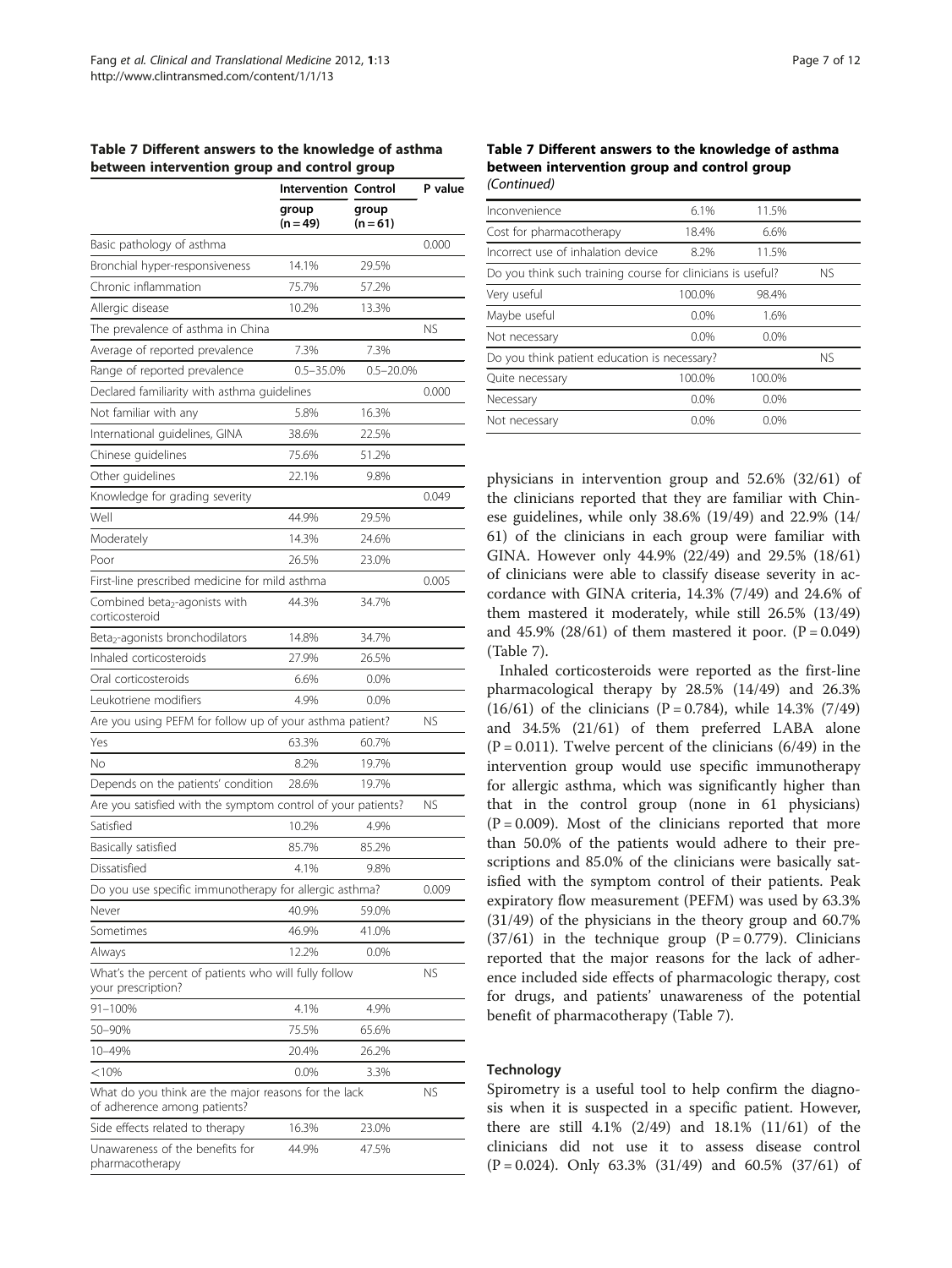**Table 7 Different answers to the knowledge of asthma between intervention group and control group**

| | Intervention group (n = 49) | Control group (n = 61) | P value |
|---|---|---|---|
| Basic pathology of asthma | | | 0.000 |
| Bronchial hyper-responsiveness | 14.1% | 29.5% | |
| Chronic inflammation | 75.7% | 57.2% | |
| Allergic disease | 10.2% | 13.3% | |
| The prevalence of asthma in China | | | NS |
| Average of reported prevalence | 7.3% | 7.3% | |
| Range of reported prevalence | 0.5–35.0% | 0.5–20.0% | |
| Declared familiarity with asthma guidelines | | | 0.000 |
| Not familiar with any | 5.8% | 16.3% | |
| International guidelines, GINA | 38.6% | 22.5% | |
| Chinese guidelines | 75.6% | 51.2% | |
| Other guidelines | 22.1% | 9.8% | |
| Knowledge for grading severity | | | 0.049 |
| Well | 44.9% | 29.5% | |
| Moderately | 14.3% | 24.6% | |
| Poor | 26.5% | 23.0% | |
| First-line prescribed medicine for mild asthma | | | 0.005 |
| Combined $beta_2$-agonists with corticosteroid | 44.3% | 34.7% | |
| $Beta_2$-agonists bronchodilators | 14.8% | 34.7% | |
| Inhaled corticosteroids | 27.9% | 26.5% | |
| Oral corticosteroids | 6.6% | 0.0% | |
| Leukotriene modifiers | 4.9% | 0.0% | |
| Are you using PEFM for follow up of your asthma patient? | | | NS |
| Yes | 63.3% | 60.7% | |
| No | 8.2% | 19.7% | |
| Depends on the patients' condition | 28.6% | 19.7% | |
| Are you satisfied with the symptom control of your patients? | | | NS |
| Satisfied | 10.2% | 4.9% | |
| Basically satisfied | 85.7% | 85.2% | |
| Dissatisfied | 4.1% | 9.8% | |
| Do you use specific immunotherapy for allergic asthma? | | | 0.009 |
| Never | 40.9% | 59.0% | |
| Sometimes | 46.9% | 41.0% | |
| Always | 12.2% | 0.0% | |
| What's the percent of patients who will fully follow your prescription? | | | NS |
| 91–100% | 4.1% | 4.9% | |
| 50–90% | 75.5% | 65.6% | |
| 10–49% | 20.4% | 26.2% | |
| <10% | 0.0% | 3.3% | |
| What do you think are the major reasons for the lack of adherence among patients? | | | NS |
| Side effects related to therapy | 16.3% | 23.0% | |
| Unawareness of the benefits for pharmacotherapy | 44.9% | 47.5% | |
| Inconvenience | 6.1% | 11.5% | |
| Cost for pharmacotherapy | 18.4% | 6.6% | |
| Incorrect use of inhalation device | 8.2% | 11.5% | |
| Do you think such training course for clinicians is useful? | | | NS |
| Very useful | 100.0% | 98.4% | |
| Maybe useful | 0.0% | 1.6% | |
| Not necessary | 0.0% | 0.0% | |
| Do you think patient education is necessary? | | | NS |
| Quite necessary | 100.0% | 100.0% | |
| Necessary | 0.0% | 0.0% | |
| Not necessary | 0.0% | 0.0% | |

physicians in intervention group and 52.6% (32/61) of the clinicians reported that they are familiar with Chinese guidelines, while only 38.6% (19/49) and 22.9% (14/61) of the clinicians in each group were familiar with GINA. However only 44.9% (22/49) and 29.5% (18/61) of clinicians were able to classify disease severity in accordance with GINA criteria, 14.3% (7/49) and 24.6% of them mastered it moderately, while still 26.5% (13/49) and 45.9% (28/61) of them mastered it poor. (P = 0.049) (Table 7).

Inhaled corticosteroids were reported as the first-line pharmacological therapy by 28.5% (14/49) and 26.3% (16/61) of the clinicians (P = 0.784), while 14.3% (7/49) and 34.5% (21/61) of them preferred LABA alone (P = 0.011). Twelve percent of the clinicians (6/49) in the intervention group would use specific immunotherapy for allergic asthma, which was significantly higher than that in the control group (none in 61 physicians) (P = 0.009). Most of the clinicians reported that more than 50.0% of the patients would adhere to their prescriptions and 85.0% of the clinicians were basically satisfied with the symptom control of their patients. Peak expiratory flow measurement (PEFM) was used by 63.3% (31/49) of the physicians in the theory group and 60.7% (37/61) in the technique group (P = 0.779). Clinicians reported that the major reasons for the lack of adherence included side effects of pharmacologic therapy, cost for drugs, and patients' unawareness of the potential benefit of pharmacotherapy (Table 7).

### Technology

Spirometry is a useful tool to help confirm the diagnosis when it is suspected in a specific patient. However, there are still 4.1% (2/49) and 18.1% (11/61) of the clinicians did not use it to assess disease control (P = 0.024). Only 63.3% (31/49) and 60.5% (37/61) of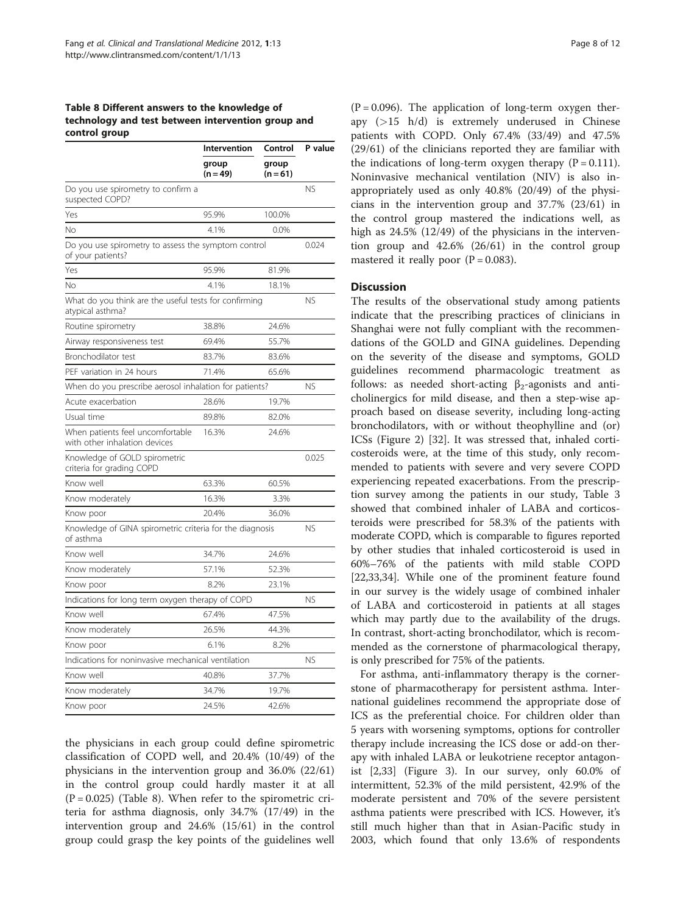**Table 8 Different answers to the knowledge of technology and test between intervention group and control group**

| | Intervention group (n = 49) | Control group (n = 61) | P value |
|---|---|---|---|
| Do you use spirometry to confirm a suspected COPD? | | | NS |
| Yes | 95.9% | 100.0% | |
| No | 4.1% | 0.0% | |
| Do you use spirometry to assess the symptom control of your patients? | | | 0.024 |
| Yes | 95.9% | 81.9% | |
| No | 4.1% | 18.1% | |
| What do you think are the useful tests for confirming atypical asthma? | | | NS |
| Routine spirometry | 38.8% | 24.6% | |
| Airway responsiveness test | 69.4% | 55.7% | |
| Bronchodilator test | 83.7% | 83.6% | |
| PEF variation in 24 hours | 71.4% | 65.6% | |
| When do you prescribe aerosol inhalation for patients? | | | NS |
| Acute exacerbation | 28.6% | 19.7% | |
| Usual time | 89.8% | 82.0% | |
| When patients feel uncomfortable with other inhalation devices | 16.3% | 24.6% | |
| Knowledge of GOLD spirometric criteria for grading COPD | | | 0.025 |
| Know well | 63.3% | 60.5% | |
| Know moderately | 16.3% | 3.3% | |
| Know poor | 20.4% | 36.0% | |
| Knowledge of GINA spirometric criteria for the diagnosis of asthma | | | NS |
| Know well | 34.7% | 24.6% | |
| Know moderately | 57.1% | 52.3% | |
| Know poor | 8.2% | 23.1% | |
| Indications for long term oxygen therapy of COPD | | | NS |
| Know well | 67.4% | 47.5% | |
| Know moderately | 26.5% | 44.3% | |
| Know poor | 6.1% | 8.2% | |
| Indications for noninvasive mechanical ventilation | | | NS |
| Know well | 40.8% | 37.7% | |
| Know moderately | 34.7% | 19.7% | |
| Know poor | 24.5% | 42.6% | |

the physicians in each group could define spirometric classification of COPD well, and 20.4% (10/49) of the physicians in the intervention group and 36.0% (22/61) in the control group could hardly master it at all (P = 0.025) (Table 8). When refer to the spirometric criteria for asthma diagnosis, only 34.7% (17/49) in the intervention group and 24.6% (15/61) in the control group could grasp the key points of the guidelines well (P = 0.096). The application of long-term oxygen therapy (>15 h/d) is extremely underused in Chinese patients with COPD. Only 67.4% (33/49) and 47.5% (29/61) of the clinicians reported they are familiar with the indications of long-term oxygen therapy (P = 0.111). Noninvasive mechanical ventilation (NIV) is also inappropriately used as only 40.8% (20/49) of the physicians in the intervention group and 37.7% (23/61) in the control group mastered the indications well, as high as 24.5% (12/49) of the physicians in the intervention group and 42.6% (26/61) in the control group mastered it really poor (P = 0.083).

## Discussion

The results of the observational study among patients indicate that the prescribing practices of clinicians in Shanghai were not fully compliant with the recommendations of the GOLD and GINA guidelines. Depending on the severity of the disease and symptoms, GOLD guidelines recommend pharmacologic treatment as follows: as needed short-acting $\beta_2$-agonists and anticholinergics for mild disease, and then a step-wise approach based on disease severity, including long-acting bronchodilators, with or without theophylline and (or) ICSs (Figure 2) [32]. It was stressed that, inhaled corticosteroids were, at the time of this study, only recommended to patients with severe and very severe COPD experiencing repeated exacerbations. From the prescription survey among the patients in our study, Table 3 showed that combined inhaler of LABA and corticosteroids were prescribed for 58.3% of the patients with moderate COPD, which is comparable to figures reported by other studies that inhaled corticosteroid is used in 60%–76% of the patients with mild stable COPD [22,33,34]. While one of the prominent feature found in our survey is the widely usage of combined inhaler of LABA and corticosteroid in patients at all stages which may partly due to the availability of the drugs. In contrast, short-acting bronchodilator, which is recommended as the cornerstone of pharmacological therapy, is only prescribed for 75% of the patients.

For asthma, anti-inflammatory therapy is the cornerstone of pharmacotherapy for persistent asthma. International guidelines recommend the appropriate dose of ICS as the preferential choice. For children older than 5 years with worsening symptoms, options for controller therapy include increasing the ICS dose or add-on therapy with inhaled LABA or leukotriene receptor antagonist [2,33] (Figure 3). In our survey, only 60.0% of intermittent, 52.3% of the mild persistent, 42.9% of the moderate persistent and 70% of the severe persistent asthma patients were prescribed with ICS. However, it's still much higher than that in Asian-Pacific study in 2003, which found that only 13.6% of respondents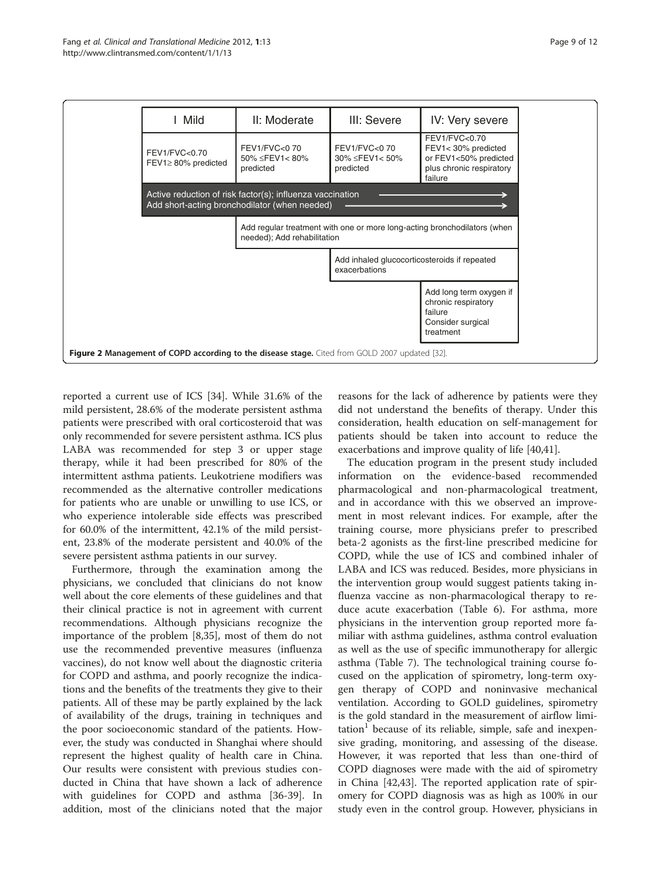| I Mild | II: Moderate | III: Severe | IV: Very severe |
|---|---|---|---|
| FEV1/FVC<0.70<br>FEV1≥ 80% predicted | FEV1/FVC<0 70<br>50% ≤FEV1< 80% predicted | FEV1/FVC<0 70<br>30% ≤FEV1< 50% predicted | FEV1/FVC<0.70<br>FEV1< 30% predicted or FEV1<50% predicted plus chronic respiratory failure |
| Active reduction of risk factor(s); influenza vaccination<br>Add short-acting bronchodilator (when needed) | | | |
| | Add regular treatment with one or more long-acting bronchodilators (when needed); Add rehabilitation | | |
| | | Add inhaled glucocorticosteroids if repeated exacerbations | |
| | | | Add long term oxygen if chronic respiratory failure<br>Consider surgical treatment |

**Figure 2 Management of COPD according to the disease stage.** Cited from GOLD 2007 updated [32].

reported a current use of ICS [34]. While 31.6% of the mild persistent, 28.6% of the moderate persistent asthma patients were prescribed with oral corticosteroid that was only recommended for severe persistent asthma. ICS plus LABA was recommended for step 3 or upper stage therapy, while it had been prescribed for 80% of the intermittent asthma patients. Leukotriene modifiers was recommended as the alternative controller medications for patients who are unable or unwilling to use ICS, or who experience intolerable side effects was prescribed for 60.0% of the intermittent, 42.1% of the mild persistent, 23.8% of the moderate persistent and 40.0% of the severe persistent asthma patients in our survey.

Furthermore, through the examination among the physicians, we concluded that clinicians do not know well about the core elements of these guidelines and that their clinical practice is not in agreement with current recommendations. Although physicians recognize the importance of the problem [8,35], most of them do not use the recommended preventive measures (influenza vaccines), do not know well about the diagnostic criteria for COPD and asthma, and poorly recognize the indications and the benefits of the treatments they give to their patients. All of these may be partly explained by the lack of availability of the drugs, training in techniques and the poor socioeconomic standard of the patients. However, the study was conducted in Shanghai where should represent the highest quality of health care in China. Our results were consistent with previous studies conducted in China that have shown a lack of adherence with guidelines for COPD and asthma [36-39]. In addition, most of the clinicians noted that the major reasons for the lack of adherence by patients were they did not understand the benefits of therapy. Under this consideration, health education on self-management for patients should be taken into account to reduce the exacerbations and improve quality of life [40,41].

The education program in the present study included information on the evidence-based recommended pharmacological and non-pharmacological treatment, and in accordance with this we observed an improvement in most relevant indices. For example, after the training course, more physicians prefer to prescribed beta-2 agonists as the first-line prescribed medicine for COPD, while the use of ICS and combined inhaler of LABA and ICS was reduced. Besides, more physicians in the intervention group would suggest patients taking influenza vaccine as non-pharmacological therapy to reduce acute exacerbation (Table 6). For asthma, more physicians in the intervention group reported more familiar with asthma guidelines, asthma control evaluation as well as the use of specific immunotherapy for allergic asthma (Table 7). The technological training course focused on the application of spirometry, long-term oxygen therapy of COPD and noninvasive mechanical ventilation. According to GOLD guidelines, spirometry is the gold standard in the measurement of airflow limitation[1] because of its reliable, simple, safe and inexpensive grading, monitoring, and assessing of the disease. However, it was reported that less than one-third of COPD diagnoses were made with the aid of spirometry in China [42,43]. The reported application rate of spiromery for COPD diagnosis was as high as 100% in our study even in the control group. However, physicians in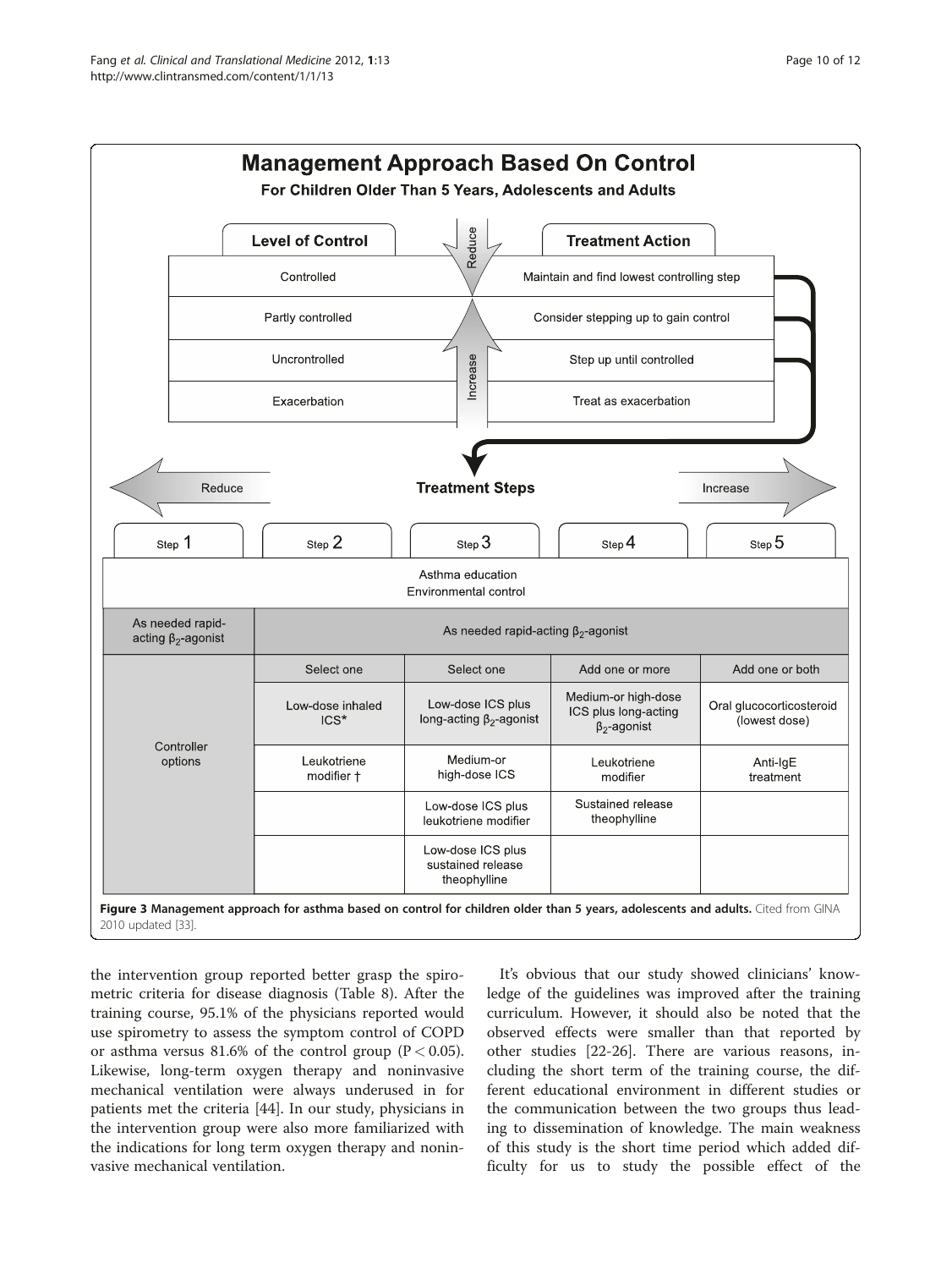## Management Approach Based On Control

**For Children Older Than 5 Years, Adolescents and Adults**

| Level of Control | Treatment Action |
|---|---|
| Controlled | Maintain and find lowest controlling step |
| Partly controlled | Consider stepping up to gain control |
| Uncrontrolled | Step up until controlled |
| Exacerbation | Treat as exacerbation |

Reduce ← **Treatment Steps** → Increase

| | Step 1 | Step 2 | Step 3 | Step 4 | Step 5 |
|---|---|---|---|---|---|
| | Asthma education<br>Environmental control | | | | |
| | As needed rapid-acting $\beta_2$-agonist | As needed rapid-acting $\beta_2$-agonist | | | |
| Controller options | | Select one | Select one | Add one or more | Add one or both |
| | | Low-dose inhaled ICS* | Low-dose ICS plus long-acting $\beta_2$-agonist | Medium-or high-dose ICS plus long-acting $\beta_2$-agonist | Oral glucocorticosteroid (lowest dose) |
| | | Leukotriene modifier † | Medium-or high-dose ICS | Leukotriene modifier | Anti-IgE treatment |
| | | | Low-dose ICS plus leukotriene modifier | Sustained release theophylline | |
| | | | Low-dose ICS plus sustained release theophylline | | |

**Figure 3 Management approach for asthma based on control for children older than 5 years, adolescents and adults.** Cited from GINA 2010 updated [33].

the intervention group reported better grasp the spirometric criteria for disease diagnosis (Table 8). After the training course, 95.1% of the physicians reported would use spirometry to assess the symptom control of COPD or asthma versus 81.6% of the control group ($P < 0.05$). Likewise, long-term oxygen therapy and noninvasive mechanical ventilation were always underused in for patients met the criteria [44]. In our study, physicians in the intervention group were also more familiarized with the indications for long term oxygen therapy and noninvasive mechanical ventilation.

It's obvious that our study showed clinicians' knowledge of the guidelines was improved after the training curriculum. However, it should also be noted that the observed effects were smaller than that reported by other studies [22-26]. There are various reasons, including the short term of the training course, the different educational environment in different studies or the communication between the two groups thus leading to dissemination of knowledge. The main weakness of this study is the short time period which added difficulty for us to study the possible effect of the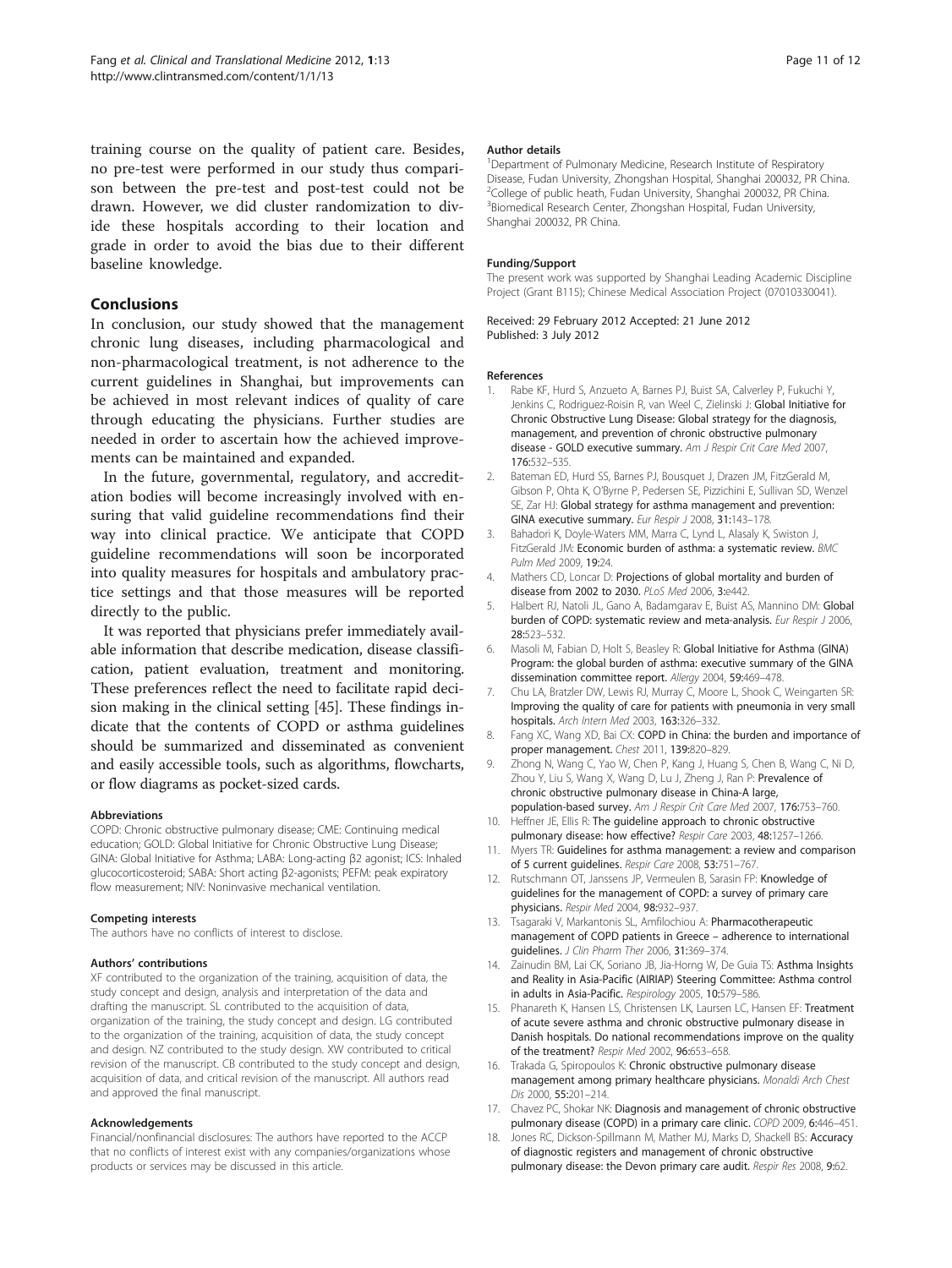training course on the quality of patient care. Besides, no pre-test were performed in our study thus comparison between the pre-test and post-test could not be drawn. However, we did cluster randomization to divide these hospitals according to their location and grade in order to avoid the bias due to their different baseline knowledge.

## Conclusions

In conclusion, our study showed that the management chronic lung diseases, including pharmacological and non-pharmacological treatment, is not adherence to the current guidelines in Shanghai, but improvements can be achieved in most relevant indices of quality of care through educating the physicians. Further studies are needed in order to ascertain how the achieved improvements can be maintained and expanded.

In the future, governmental, regulatory, and accreditation bodies will become increasingly involved with ensuring that valid guideline recommendations find their way into clinical practice. We anticipate that COPD guideline recommendations will soon be incorporated into quality measures for hospitals and ambulatory practice settings and that those measures will be reported directly to the public.

It was reported that physicians prefer immediately available information that describe medication, disease classification, patient evaluation, treatment and monitoring. These preferences reflect the need to facilitate rapid decision making in the clinical setting [45]. These findings indicate that the contents of COPD or asthma guidelines should be summarized and disseminated as convenient and easily accessible tools, such as algorithms, flowcharts, or flow diagrams as pocket-sized cards.

#### Abbreviations

COPD: Chronic obstructive pulmonary disease; CME: Continuing medical education; GOLD: Global Initiative for Chronic Obstructive Lung Disease; GINA: Global Initiative for Asthma; LABA: Long-acting β2 agonist; ICS: Inhaled glucocorticosteroid; SABA: Short acting β2-agonists; PEFM: peak expiratory flow measurement; NIV: Noninvasive mechanical ventilation.

#### Competing interests

The authors have no conflicts of interest to disclose.

#### Authors' contributions

XF contributed to the organization of the training, acquisition of data, the study concept and design, analysis and interpretation of the data and drafting the manuscript. SL contributed to the acquisition of data, organization of the training, the study concept and design. LG contributed to the organization of the training, acquisition of data, the study concept and design. NZ contributed to the study design. XW contributed to critical revision of the manuscript. CB contributed to the study concept and design, acquisition of data, and critical revision of the manuscript. All authors read and approved the final manuscript.

#### Acknowledgements

Financial/nonfinancial disclosures: The authors have reported to the ACCP that no conflicts of interest exist with any companies/organizations whose products or services may be discussed in this article.

#### Author details

[1]Department of Pulmonary Medicine, Research Institute of Respiratory Disease, Fudan University, Zhongshan Hospital, Shanghai 200032, PR China. [2]College of public heath, Fudan University, Shanghai 200032, PR China. [3]Biomedical Research Center, Zhongshan Hospital, Fudan University, Shanghai 200032, PR China.

#### Funding/Support

The present work was supported by Shanghai Leading Academic Discipline Project (Grant B115); Chinese Medical Association Project (07010330041).

Received: 29 February 2012 Accepted: 21 June 2012
Published: 3 July 2012

#### References

1. Rabe KF, Hurd S, Anzueto A, Barnes PJ, Buist SA, Calverley P, Fukuchi Y, Jenkins C, Rodriguez-Roisin R, van Weel C, Zielinski J: **Global Initiative for Chronic Obstructive Lung Disease: Global strategy for the diagnosis, management, and prevention of chronic obstructive pulmonary disease - GOLD executive summary.** *Am J Respir Crit Care Med* 2007, **176:**532–535.
2. Bateman ED, Hurd SS, Barnes PJ, Bousquet J, Drazen JM, FitzGerald M, Gibson P, Ohta K, O'Byrne P, Pedersen SE, Pizzichini E, Sullivan SD, Wenzel SE, Zar HJ: **Global strategy for asthma management and prevention: GINA executive summary.** *Eur Respir J* 2008, **31:**143–178.
3. Bahadori K, Doyle-Waters MM, Marra C, Lynd L, Alasaly K, Swiston J, FitzGerald JM: **Economic burden of asthma: a systematic review.** *BMC Pulm Med* 2009, **19:**24.
4. Mathers CD, Loncar D: **Projections of global mortality and burden of disease from 2002 to 2030.** *PLoS Med* 2006, **3:**e442.
5. Halbert RJ, Natoli JL, Gano A, Badamgarav E, Buist AS, Mannino DM: **Global burden of COPD: systematic review and meta-analysis.** *Eur Respir J* 2006, **28:**523–532.
6. Masoli M, Fabian D, Holt S, Beasley R: **Global Initiative for Asthma (GINA) Program: the global burden of asthma: executive summary of the GINA dissemination committee report.** *Allergy* 2004, **59:**469–478.
7. Chu LA, Bratzler DW, Lewis RJ, Murray C, Moore L, Shook C, Weingarten SR: **Improving the quality of care for patients with pneumonia in very small hospitals.** *Arch Intern Med* 2003, **163:**326–332.
8. Fang XC, Wang XD, Bai CX: **COPD in China: the burden and importance of proper management.** *Chest* 2011, **139:**820–829.
9. Zhong N, Wang C, Yao W, Chen P, Kang J, Huang S, Chen B, Wang C, Ni D, Zhou Y, Liu S, Wang X, Wang D, Lu J, Zheng J, Ran P: **Prevalence of chronic obstructive pulmonary disease in China-A large, population-based survey.** *Am J Respir Crit Care Med* 2007, **176:**753–760.
10. Heffner JE, Ellis R: **The guideline approach to chronic obstructive pulmonary disease: how effective?** *Respir Care* 2003, **48:**1257–1266.
11. Myers TR: **Guidelines for asthma management: a review and comparison of 5 current guidelines.** *Respir Care* 2008, **53:**751–767.
12. Rutschmann OT, Janssens JP, Vermeulen B, Sarasin FP: **Knowledge of guidelines for the management of COPD: a survey of primary care physicians.** *Respir Med* 2004, **98:**932–937.
13. Tsagaraki V, Markantonis SL, Amfilochiou A: **Pharmacotherapeutic management of COPD patients in Greece – adherence to international guidelines.** *J Clin Pharm Ther* 2006, **31:**369–374.
14. Zainudin BM, Lai CK, Soriano JB, Jia-Horng W, De Guia TS: **Asthma Insights and Reality in Asia-Pacific (AIRIAP) Steering Committee: Asthma control in adults in Asia-Pacific.** *Respirology* 2005, **10:**579–586.
15. Phanareth K, Hansen LS, Christensen LK, Laursen LC, Hansen EF: **Treatment of acute severe asthma and chronic obstructive pulmonary disease in Danish hospitals. Do national recommendations improve on the quality of the treatment?** *Respir Med* 2002, **96:**653–658.
16. Trakada G, Spiropoulos K: **Chronic obstructive pulmonary disease management among primary healthcare physicians.** *Monaldi Arch Chest Dis* 2000, **55:**201–214.
17. Chavez PC, Shokar NK: **Diagnosis and management of chronic obstructive pulmonary disease (COPD) in a primary care clinic.** *COPD* 2009, **6:**446–451.
18. Jones RC, Dickson-Spillmann M, Mather MJ, Marks D, Shackell BS: **Accuracy of diagnostic registers and management of chronic obstructive pulmonary disease: the Devon primary care audit.** *Respir Res* 2008, **9:**62.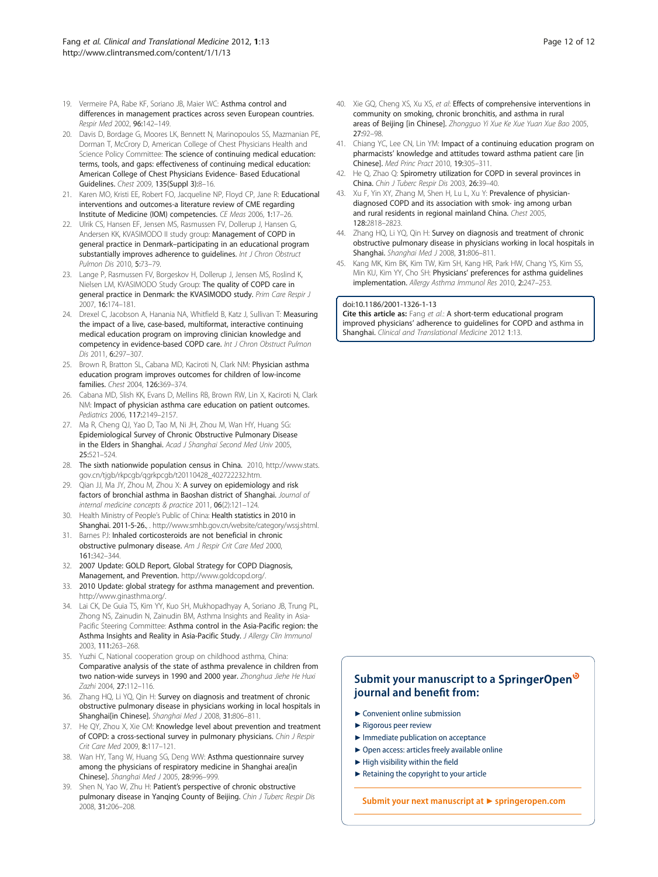19. Vermeire PA, Rabe KF, Soriano JB, Maier WC: **Asthma control and differences in management practices across seven European countries.** *Respir Med* 2002, **96:**142–149.
20. Davis D, Bordage G, Moores LK, Bennett N, Marinopoulos SS, Mazmanian PE, Dorman T, McCrory D, American College of Chest Physicians Health and Science Policy Committee: **The science of continuing medical education: terms, tools, and gaps: effectiveness of continuing medical education: American College of Chest Physicians Evidence- Based Educational Guidelines.** *Chest* 2009, **135(Suppl 3):**8–16.
21. Karen MO, Kristi EE, Robert FO, Jacqueline NP, Floyd CP, Jane R: **Educational interventions and outcomes-a literature review of CME regarding Institute of Medicine (IOM) competencies.** *CE Meas* 2006, **1:**17–26.
22. Ulrik CS, Hansen EF, Jensen MS, Rasmussen FV, Dollerup J, Hansen G, Andersen KK, KVASIMODO II study group: **Management of COPD in general practice in Denmark–participating in an educational program substantially improves adherence to guidelines.** *Int J Chron Obstruct Pulmon Dis* 2010, **5:**73–79.
23. Lange P, Rasmussen FV, Borgeskov H, Dollerup J, Jensen MS, Roslind K, Nielsen LM, KVASIMODO Study Group: **The quality of COPD care in general practice in Denmark: the KVASIMODO study.** *Prim Care Respir J* 2007, **16:**174–181.
24. Drexel C, Jacobson A, Hanania NA, Whitfield B, Katz J, Sullivan T: **Measuring the impact of a live, case-based, multiformat, interactive continuing medical education program on improving clinician knowledge and competency in evidence-based COPD care.** *Int J Chron Obstruct Pulmon Dis* 2011, **6:**297–307.
25. Brown R, Bratton SL, Cabana MD, Kaciroti N, Clark NM: **Physician asthma education program improves outcomes for children of low-income families.** *Chest* 2004, **126:**369–374.
26. Cabana MD, Slish KK, Evans D, Mellins RB, Brown RW, Lin X, Kaciroti N, Clark NM: **Impact of physician asthma care education on patient outcomes.** *Pediatrics* 2006, **117:**2149–2157.
27. Ma R, Cheng QJ, Yao D, Tao M, Ni JH, Zhou M, Wan HY, Huang SG: **Epidemiological Survey of Chronic Obstructive Pulmonary Disease in the Elders in Shanghai.** *Acad J Shanghai Second Med Univ* 2005, **25:**521–524.
28. **The sixth nationwide population census in China.** 2010, http://www.stats.gov.cn/tjgb/rkpcgb/qgrkpcgb/t20110428_402722232.htm.
29. Qian JJ, Ma JY, Zhou M, Zhou X: **A survey on epidemiology and risk factors of bronchial asthma in Baoshan district of Shanghai.** *Journal of internal medicine concepts & practice* 2011, **06**(2):121–124.
30. Health Ministry of People's Public of China: **Health statistics in 2010 in Shanghai. 2011-5-26.**, . http://www.smhb.gov.cn/website/category/wssj.shtml.
31. Barnes PJ: **Inhaled corticosteroids are not beneficial in chronic obstructive pulmonary disease.** *Am J Respir Crit Care Med* 2000, **161:**342–344.
32. **2007 Update: GOLD Report, Global Strategy for COPD Diagnosis, Management, and Prevention.** http://www.goldcopd.org/.
33. **2010 Update: global strategy for asthma management and prevention.** http://www.ginasthma.org/.
34. Lai CK, De Guia TS, Kim YY, Kuo SH, Mukhopadhyay A, Soriano JB, Trung PL, Zhong NS, Zainudin N, Zainudin BM, Asthma Insights and Reality in Asia-Pacific Steering Committee: **Asthma control in the Asia-Pacific region: the Asthma Insights and Reality in Asia-Pacific Study.** *J Allergy Clin Immunol* 2003, **111:**263–268.
35. Yuzhi C, National cooperation group on childhood asthma, China: **Comparative analysis of the state of asthma prevalence in children from two nation-wide surveys in 1990 and 2000 year.** *Zhonghua Jiehe He Huxi Zazhi* 2004, **27:**112–116.
36. Zhang HQ, Li YQ, Qin H: **Survey on diagnosis and treatment of chronic obstructive pulmonary disease in physicians working in local hospitals in Shanghai[in Chinese].** *Shanghai Med J* 2008, **31:**806–811.
37. He QY, Zhou X, Xie CM: **Knowledge level about prevention and treatment of COPD: a cross-sectional survey in pulmonary physicians.** *Chin J Respir Crit Care Med* 2009, **8:**117–121.
38. Wan HY, Tang W, Huang SG, Deng WW: **Asthma questionnaire survey among the physicians of respiratory medicine in Shanghai area[in Chinese].** *Shanghai Med J* 2005, **28:**996–999.
39. Shen N, Yao W, Zhu H: **Patient's perspective of chronic obstructive pulmonary disease in Yanqing County of Beijing.** *Chin J Tuberc Respir Dis* 2008, **31:**206–208.
40. Xie GQ, Cheng XS, Xu XS, *et al*: **Effects of comprehensive interventions in community on smoking, chronic bronchitis, and asthma in rural areas of Beijing [in Chinese].** *Zhongguo Yi Xue Ke Xue Yuan Xue Bao* 2005, **27:**92–98.
41. Chiang YC, Lee CN, Lin YM: **Impact of a continuing education program on pharmacists' knowledge and attitudes toward asthma patient care [in Chinese].** *Med Princ Pract* 2010, **19:**305–311.
42. He Q, Zhao Q: **Spirometry utilization for COPD in several provinces in China.** *Chin J Tuberc Respir Dis* 2003, **26:**39–40.
43. Xu F, Yin XY, Zhang M, Shen H, Lu L, Xu Y: **Prevalence of physician-diagnosed COPD and its association with smok- ing among urban and rural residents in regional mainland China.** *Chest* 2005, **128:**2818–2823.
44. Zhang HQ, Li YQ, Qin H: **Survey on diagnosis and treatment of chronic obstructive pulmonary disease in physicians working in local hospitals in Shanghai.** *Shanghai Med J* 2008, **31:**806–811.
45. Kang MK, Kim BK, Kim TW, Kim SH, Kang HR, Park HW, Chang YS, Kim SS, Min KU, Kim YY, Cho SH: **Physicians' preferences for asthma guidelines implementation.** *Allergy Asthma Immunol Res* 2010, **2:**247–253.

doi:10.1186/2001-1326-1-13
**Cite this article as:** Fang *et al.*: A short-term educational program improved physicians' adherence to guidelines for COPD and asthma in Shanghai. *Clinical and Translational Medicine* 2012 **1**:13.

## Submit your manuscript to a SpringerOpen journal and benefit from:

- ► Convenient online submission
- ► Rigorous peer review
- ► Immediate publication on acceptance
- ► Open access: articles freely available online
- ► High visibility within the field
- ► Retaining the copyright to your article

**Submit your next manuscript at ► springeropen.com**